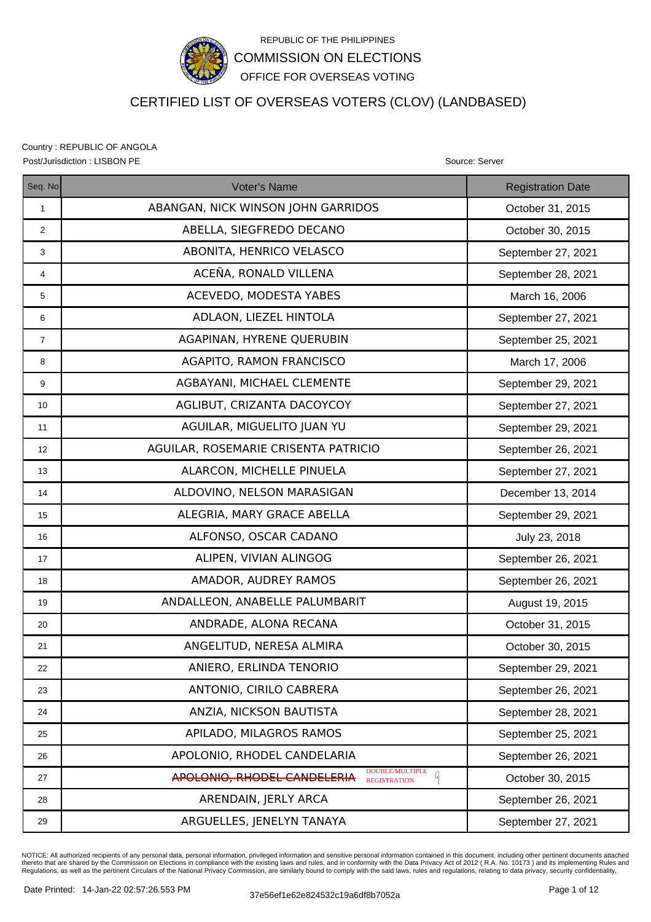REPUBLIC OF THE PHILIPPINES

COMMISSION ON ELECTIONS

OFFICE FOR OVERSEAS VOTING

# CERTIFIED LIST OF OVERSEAS VOTERS (CLOV) (LANDBASED)

Country : REPUBLIC OF ANGOLA

Post/Jurisdiction : LISBON PE

Source: Server

| Seq. No | Voter's Name | Registration Date |
|---|---|---|
| 1 | ABANGAN, NICK WINSON JOHN GARRIDOS | October 31, 2015 |
| 2 | ABELLA, SIEGFREDO DECANO | October 30, 2015 |
| 3 | ABONITA, HENRICO VELASCO | September 27, 2021 |
| 4 | ACEÑA, RONALD VILLENA | September 28, 2021 |
| 5 | ACEVEDO, MODESTA YABES | March 16, 2006 |
| 6 | ADLAON, LIEZEL HINTOLA | September 27, 2021 |
| 7 | AGAPINAN, HYRENE QUERUBIN | September 25, 2021 |
| 8 | AGAPITO, RAMON FRANCISCO | March 17, 2006 |
| 9 | AGBAYANI, MICHAEL CLEMENTE | September 29, 2021 |
| 10 | AGLIBUT, CRIZANTA DACOYCOY | September 27, 2021 |
| 11 | AGUILAR, MIGUELITO JUAN YU | September 29, 2021 |
| 12 | AGUILAR, ROSEMARIE CRISENTA PATRICIO | September 26, 2021 |
| 13 | ALARCON, MICHELLE PINUELA | September 27, 2021 |
| 14 | ALDOVINO, NELSON MARASIGAN | December 13, 2014 |
| 15 | ALEGRIA, MARY GRACE ABELLA | September 29, 2021 |
| 16 | ALFONSO, OSCAR CADANO | July 23, 2018 |
| 17 | ALIPEN, VIVIAN ALINGOG | September 26, 2021 |
| 18 | AMADOR, AUDREY RAMOS | September 26, 2021 |
| 19 | ANDALLEON, ANABELLE PALUMBARIT | August 19, 2015 |
| 20 | ANDRADE, ALONA RECANA | October 31, 2015 |
| 21 | ANGELITUD, NERESA ALMIRA | October 30, 2015 |
| 22 | ANIERO, ERLINDA TENORIO | September 29, 2021 |
| 23 | ANTONIO, CIRILO CABRERA | September 26, 2021 |
| 24 | ANZIA, NICKSON BAUTISTA | September 28, 2021 |
| 25 | APILADO, MILAGROS RAMOS | September 25, 2021 |
| 26 | APOLONIO, RHODEL CANDELARIA | September 26, 2021 |
| 27 | ~~APOLONIO, RHODEL CANDELERIA~~ DOUBLE/MULTIPLE REGISTRATION | October 30, 2015 |
| 28 | ARENDAIN, JERLY ARCA | September 26, 2021 |
| 29 | ARGUELLES, JENELYN TANAYA | September 27, 2021 |

NOTICE: All authorized recipients of any personal data, personal information, privileged information and sensitive personal information contained in this document. including other pertinent documents attached thereto that are shared by the Commission on Elections in compliance with the existing laws and rules, and in conformity with the Data Privacy Act of 2012 ( R.A. No. 10173 ) and its implementing Rules and Regulations, as well as the pertinent Circulars of the National Privacy Commission, are similarly bound to comply with the said laws, rules and regulations, relating to data privacy, security confidentiality,

Date Printed: 14-Jan-22 02:57:26.553 PM

37e56ef1e62e824532c19a6df8b7052a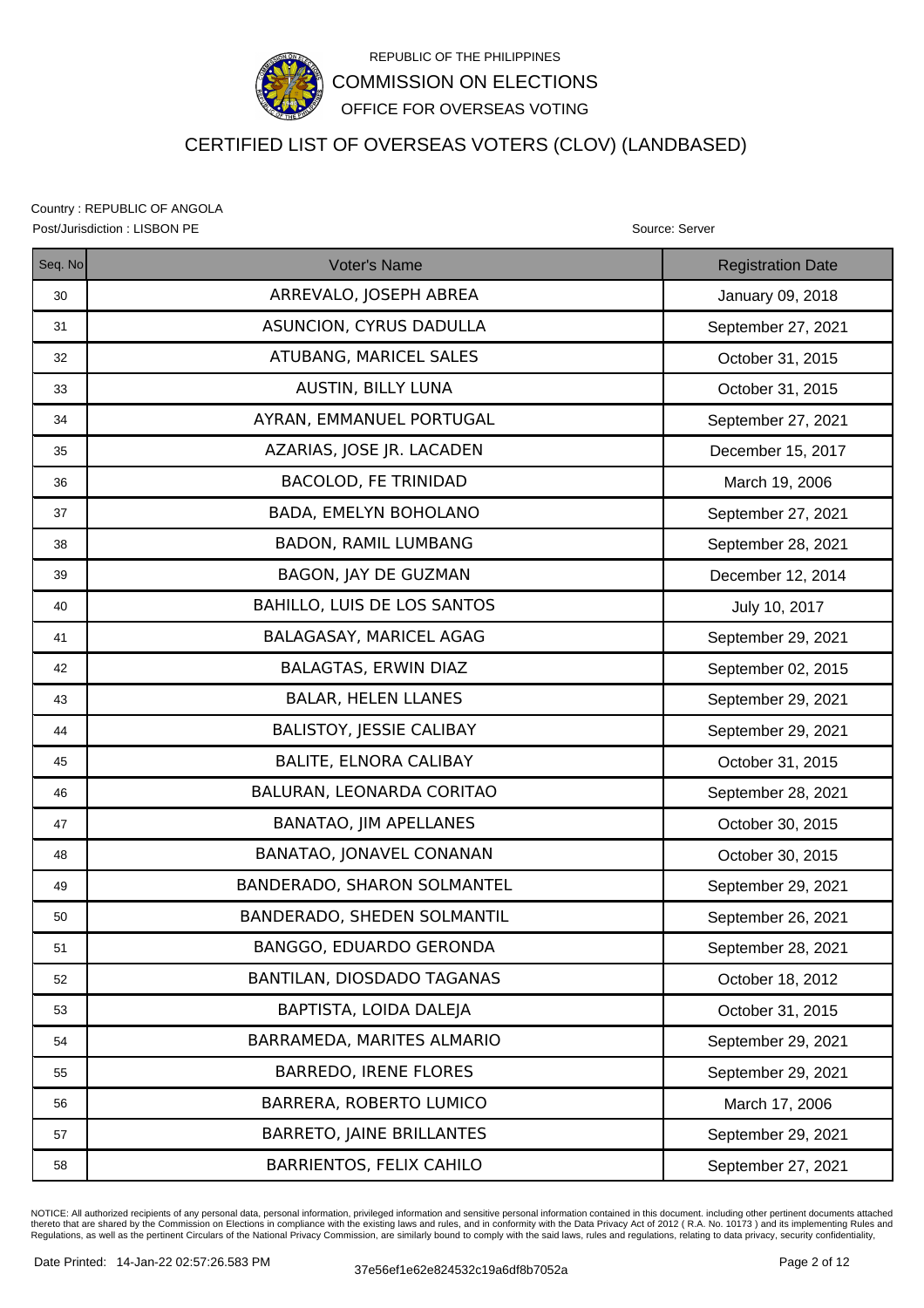REPUBLIC OF THE PHILIPPINES

COMMISSION ON ELECTIONS

OFFICE FOR OVERSEAS VOTING

# CERTIFIED LIST OF OVERSEAS VOTERS (CLOV) (LANDBASED)

Country : REPUBLIC OF ANGOLA

Post/Jurisdiction : LISBON PE

Source: Server

| Seq. No | Voter's Name | Registration Date |
|---|---|---|
| 30 | ARREVALO, JOSEPH ABREA | January 09, 2018 |
| 31 | ASUNCION, CYRUS DADULLA | September 27, 2021 |
| 32 | ATUBANG, MARICEL SALES | October 31, 2015 |
| 33 | AUSTIN, BILLY LUNA | October 31, 2015 |
| 34 | AYRAN, EMMANUEL PORTUGAL | September 27, 2021 |
| 35 | AZARIAS, JOSE JR. LACADEN | December 15, 2017 |
| 36 | BACOLOD, FE TRINIDAD | March 19, 2006 |
| 37 | BADA, EMELYN BOHOLANO | September 27, 2021 |
| 38 | BADON, RAMIL LUMBANG | September 28, 2021 |
| 39 | BAGON, JAY DE GUZMAN | December 12, 2014 |
| 40 | BAHILLO, LUIS DE LOS SANTOS | July 10, 2017 |
| 41 | BALAGASAY, MARICEL AGAG | September 29, 2021 |
| 42 | BALAGTAS, ERWIN DIAZ | September 02, 2015 |
| 43 | BALAR, HELEN LLANES | September 29, 2021 |
| 44 | BALISTOY, JESSIE CALIBAY | September 29, 2021 |
| 45 | BALITE, ELNORA CALIBAY | October 31, 2015 |
| 46 | BALURAN, LEONARDA CORITAO | September 28, 2021 |
| 47 | BANATAO, JIM APELLANES | October 30, 2015 |
| 48 | BANATAO, JONAVEL CONANAN | October 30, 2015 |
| 49 | BANDERADO, SHARON SOLMANTEL | September 29, 2021 |
| 50 | BANDERADO, SHEDEN SOLMANTIL | September 26, 2021 |
| 51 | BANGGO, EDUARDO GERONDA | September 28, 2021 |
| 52 | BANTILAN, DIOSDADO TAGANAS | October 18, 2012 |
| 53 | BAPTISTA, LOIDA DALEJA | October 31, 2015 |
| 54 | BARRAMEDA, MARITES ALMARIO | September 29, 2021 |
| 55 | BARREDO, IRENE FLORES | September 29, 2021 |
| 56 | BARRERA, ROBERTO LUMICO | March 17, 2006 |
| 57 | BARRETO, JAINE BRILLANTES | September 29, 2021 |
| 58 | BARRIENTOS, FELIX CAHILO | September 27, 2021 |

NOTICE: All authorized recipients of any personal data, personal information, privileged information and sensitive personal information contained in this document. including other pertinent documents attached thereto that are shared by the Commission on Elections in compliance with the existing laws and rules, and in conformity with the Data Privacy Act of 2012 ( R.A. No. 10173 ) and its implementing Rules and Regulations, as well as the pertinent Circulars of the National Privacy Commission, are similarly bound to comply with the said laws, rules and regulations, relating to data privacy, security confidentiality,

Date Printed: 14-Jan-22 02:57:26.583 PM

37e56ef1e62e824532c19a6df8b7052a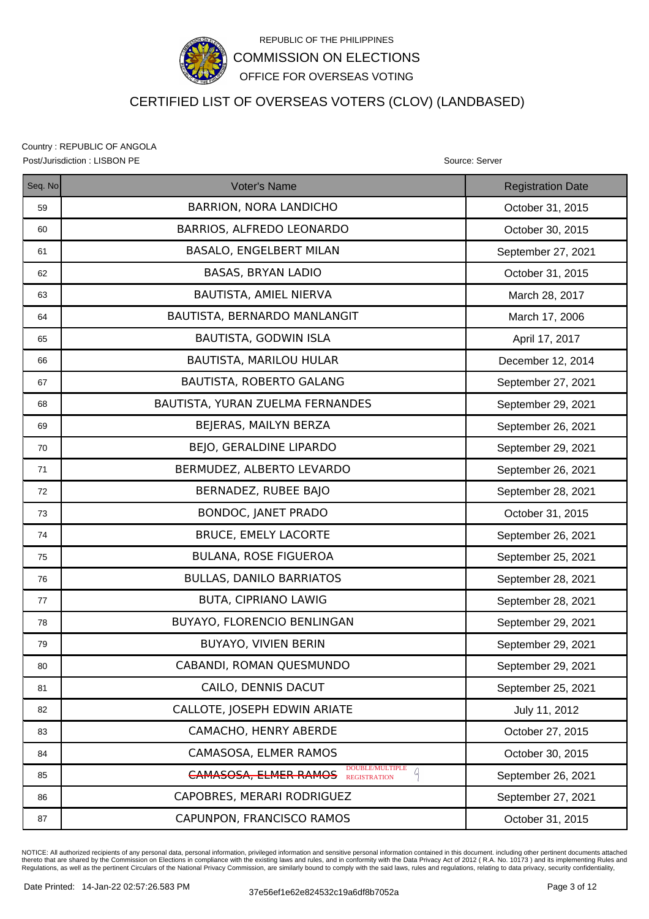REPUBLIC OF THE PHILIPPINES

COMMISSION ON ELECTIONS

OFFICE FOR OVERSEAS VOTING

# CERTIFIED LIST OF OVERSEAS VOTERS (CLOV) (LANDBASED)

Country : REPUBLIC OF ANGOLA

Post/Jurisdiction : LISBON PE

Source: Server

| Seq. No | Voter's Name | Registration Date |
|---|---|---|
| 59 | BARRION, NORA LANDICHO | October 31, 2015 |
| 60 | BARRIOS, ALFREDO LEONARDO | October 30, 2015 |
| 61 | BASALO, ENGELBERT MILAN | September 27, 2021 |
| 62 | BASAS, BRYAN LADIO | October 31, 2015 |
| 63 | BAUTISTA, AMIEL NIERVA | March 28, 2017 |
| 64 | BAUTISTA, BERNARDO MANLANGIT | March 17, 2006 |
| 65 | BAUTISTA, GODWIN ISLA | April 17, 2017 |
| 66 | BAUTISTA, MARILOU HULAR | December 12, 2014 |
| 67 | BAUTISTA, ROBERTO GALANG | September 27, 2021 |
| 68 | BAUTISTA, YURAN ZUELMA FERNANDES | September 29, 2021 |
| 69 | BEJERAS, MAILYN BERZA | September 26, 2021 |
| 70 | BEJO, GERALDINE LIPARDO | September 29, 2021 |
| 71 | BERMUDEZ, ALBERTO LEVARDO | September 26, 2021 |
| 72 | BERNADEZ, RUBEE BAJO | September 28, 2021 |
| 73 | BONDOC, JANET PRADO | October 31, 2015 |
| 74 | BRUCE, EMELY LACORTE | September 26, 2021 |
| 75 | BULANA, ROSE FIGUEROA | September 25, 2021 |
| 76 | BULLAS, DANILO BARRIATOS | September 28, 2021 |
| 77 | BUTA, CIPRIANO LAWIG | September 28, 2021 |
| 78 | BUYAYO, FLORENCIO BENLINGAN | September 29, 2021 |
| 79 | BUYAYO, VIVIEN BERIN | September 29, 2021 |
| 80 | CABANDI, ROMAN QUESMUNDO | September 29, 2021 |
| 81 | CAILO, DENNIS DACUT | September 25, 2021 |
| 82 | CALLOTE, JOSEPH EDWIN ARIATE | July 11, 2012 |
| 83 | CAMACHO, HENRY ABERDE | October 27, 2015 |
| 84 | CAMASOSA, ELMER RAMOS | October 30, 2015 |
| 85 | ~~CAMASOSA, ELMER RAMOS~~ DOUBLE/MULTIPLE REGISTRATION | September 26, 2021 |
| 86 | CAPOBRES, MERARI RODRIGUEZ | September 27, 2021 |
| 87 | CAPUNPON, FRANCISCO RAMOS | October 31, 2015 |

NOTICE: All authorized recipients of any personal data, personal information, privileged information and sensitive personal information contained in this document. including other pertinent documents attached thereto that are shared by the Commission on Elections in compliance with the existing laws and rules, and in conformity with the Data Privacy Act of 2012 ( R.A. No. 10173 ) and its implementing Rules and Regulations, as well as the pertinent Circulars of the National Privacy Commission, are similarly bound to comply with the said laws, rules and regulations, relating to data privacy, security confidentiality,

Date Printed: 14-Jan-22 02:57:26.583 PM

37e56ef1e62e824532c19a6df8b7052a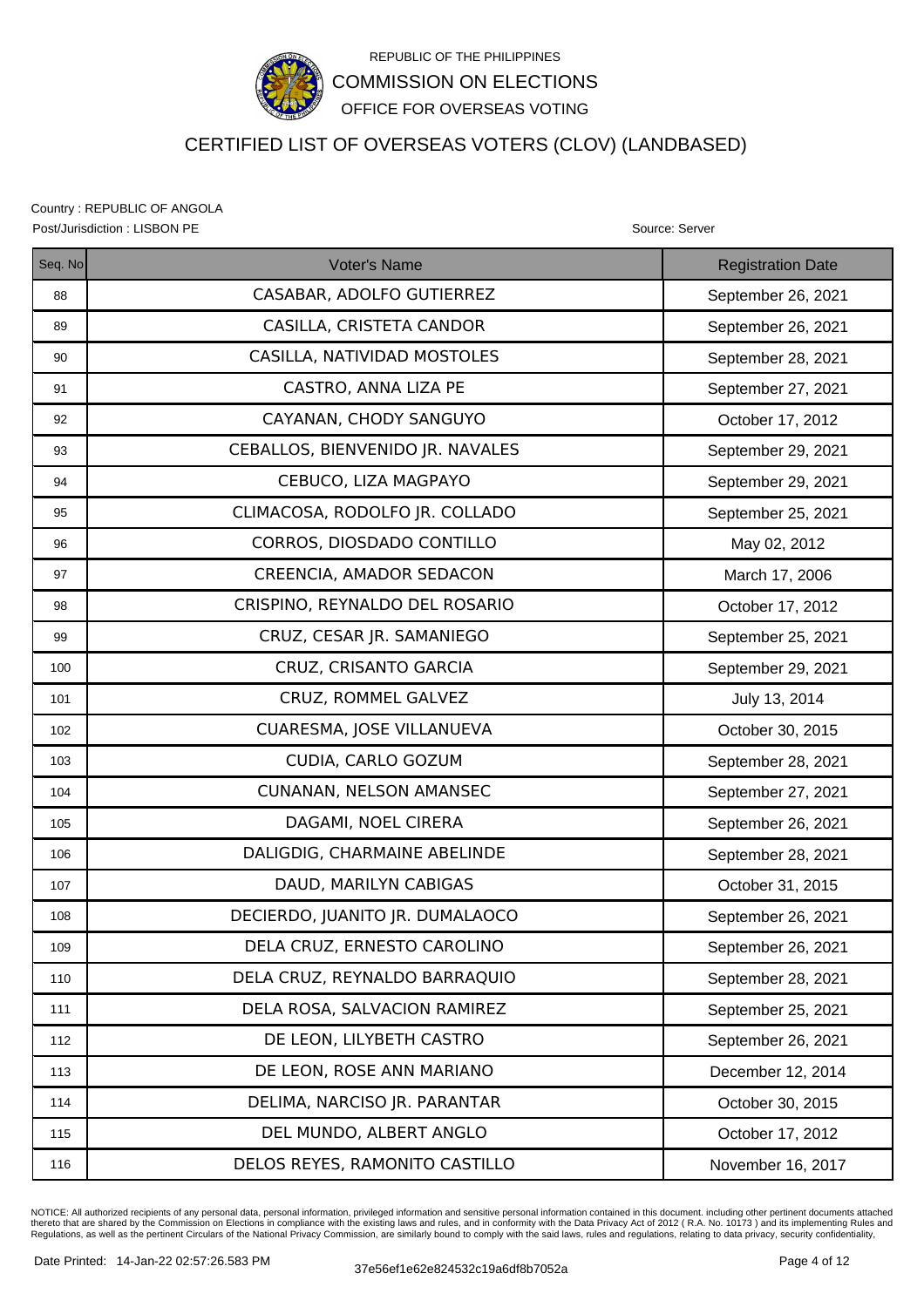REPUBLIC OF THE PHILIPPINES

COMMISSION ON ELECTIONS

OFFICE FOR OVERSEAS VOTING

# CERTIFIED LIST OF OVERSEAS VOTERS (CLOV) (LANDBASED)

Country : REPUBLIC OF ANGOLA

Post/Jurisdiction : LISBON PE

Source: Server

| Seq. No | Voter's Name | Registration Date |
|---|---|---|
| 88 | CASABAR, ADOLFO GUTIERREZ | September 26, 2021 |
| 89 | CASILLA, CRISTETA CANDOR | September 26, 2021 |
| 90 | CASILLA, NATIVIDAD MOSTOLES | September 28, 2021 |
| 91 | CASTRO, ANNA LIZA PE | September 27, 2021 |
| 92 | CAYANAN, CHODY SANGUYO | October 17, 2012 |
| 93 | CEBALLOS, BIENVENIDO JR. NAVALES | September 29, 2021 |
| 94 | CEBUCO, LIZA MAGPAYO | September 29, 2021 |
| 95 | CLIMACOSA, RODOLFO JR. COLLADO | September 25, 2021 |
| 96 | CORROS, DIOSDADO CONTILLO | May 02, 2012 |
| 97 | CREENCIA, AMADOR SEDACON | March 17, 2006 |
| 98 | CRISPINO, REYNALDO DEL ROSARIO | October 17, 2012 |
| 99 | CRUZ, CESAR JR. SAMANIEGO | September 25, 2021 |
| 100 | CRUZ, CRISANTO GARCIA | September 29, 2021 |
| 101 | CRUZ, ROMMEL GALVEZ | July 13, 2014 |
| 102 | CUARESMA, JOSE VILLANUEVA | October 30, 2015 |
| 103 | CUDIA, CARLO GOZUM | September 28, 2021 |
| 104 | CUNANAN, NELSON AMANSEC | September 27, 2021 |
| 105 | DAGAMI, NOEL CIRERA | September 26, 2021 |
| 106 | DALIGDIG, CHARMAINE ABELINDE | September 28, 2021 |
| 107 | DAUD, MARILYN CABIGAS | October 31, 2015 |
| 108 | DECIERDO, JUANITO JR. DUMALAOCO | September 26, 2021 |
| 109 | DELA CRUZ, ERNESTO CAROLINO | September 26, 2021 |
| 110 | DELA CRUZ, REYNALDO BARRAQUIO | September 28, 2021 |
| 111 | DELA ROSA, SALVACION RAMIREZ | September 25, 2021 |
| 112 | DE LEON, LILYBETH CASTRO | September 26, 2021 |
| 113 | DE LEON, ROSE ANN MARIANO | December 12, 2014 |
| 114 | DELIMA, NARCISO JR. PARANTAR | October 30, 2015 |
| 115 | DEL MUNDO, ALBERT ANGLO | October 17, 2012 |
| 116 | DELOS REYES, RAMONITO CASTILLO | November 16, 2017 |

NOTICE: All authorized recipients of any personal data, personal information, privileged information and sensitive personal information contained in this document. including other pertinent documents attached thereto that are shared by the Commission on Elections in compliance with the existing laws and rules, and in conformity with the Data Privacy Act of 2012 ( R.A. No. 10173 ) and its implementing Rules and Regulations, as well as the pertinent Circulars of the National Privacy Commission, are similarly bound to comply with the said laws, rules and regulations, relating to data privacy, security confidentiality,

Date Printed: 14-Jan-22 02:57:26.583 PM

37e56ef1e62e824532c19a6df8b7052a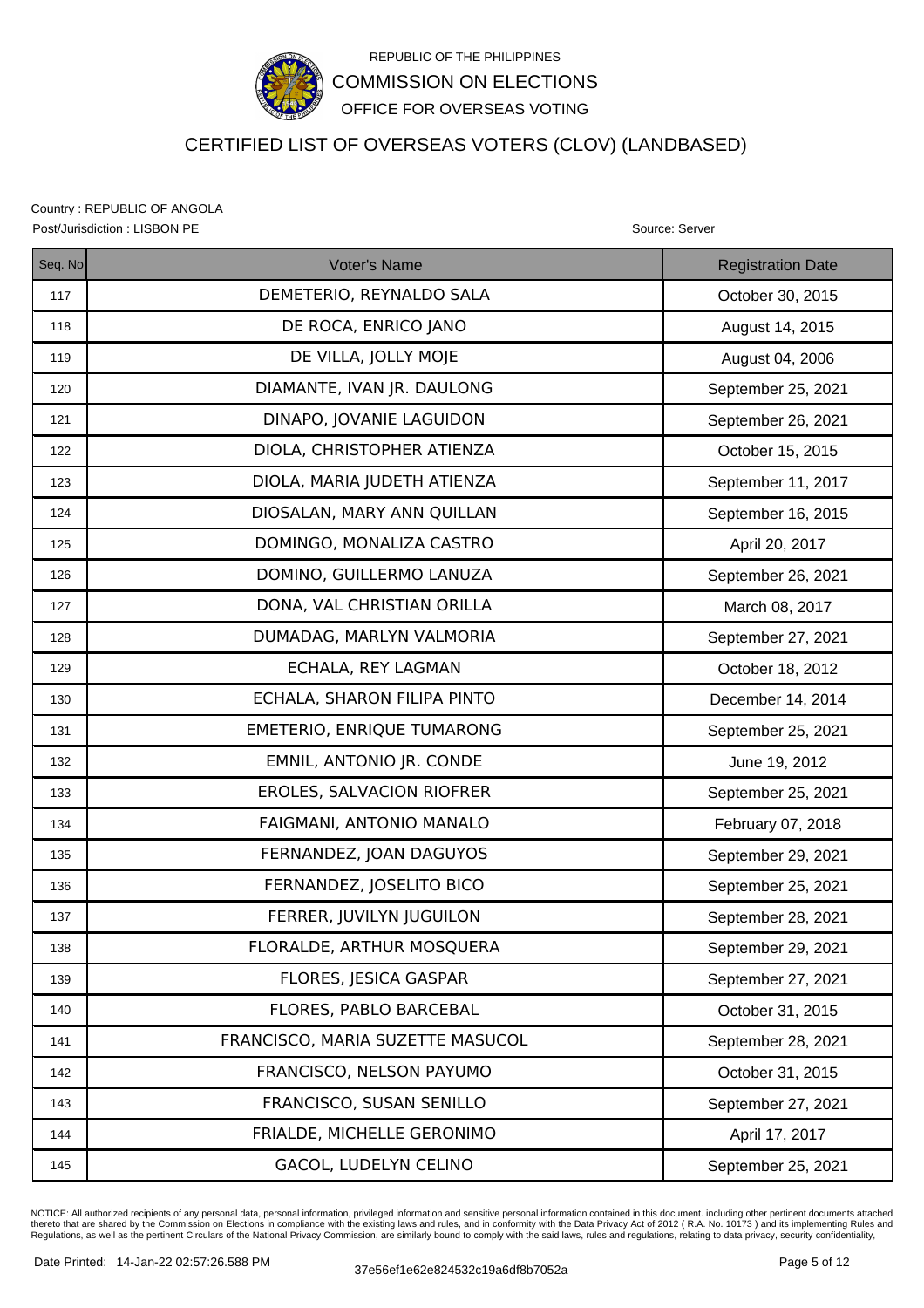REPUBLIC OF THE PHILIPPINES

COMMISSION ON ELECTIONS

OFFICE FOR OVERSEAS VOTING

# CERTIFIED LIST OF OVERSEAS VOTERS (CLOV) (LANDBASED)

Country : REPUBLIC OF ANGOLA

Post/Jurisdiction : LISBON PE

Source: Server

| Seq. No | Voter's Name | Registration Date |
|---|---|---|
| 117 | DEMETERIO, REYNALDO SALA | October 30, 2015 |
| 118 | DE ROCA, ENRICO JANO | August 14, 2015 |
| 119 | DE VILLA, JOLLY MOJE | August 04, 2006 |
| 120 | DIAMANTE, IVAN JR. DAULONG | September 25, 2021 |
| 121 | DINAPO, JOVANIE LAGUIDON | September 26, 2021 |
| 122 | DIOLA, CHRISTOPHER ATIENZA | October 15, 2015 |
| 123 | DIOLA, MARIA JUDETH ATIENZA | September 11, 2017 |
| 124 | DIOSALAN, MARY ANN QUILLAN | September 16, 2015 |
| 125 | DOMINGO, MONALIZA CASTRO | April 20, 2017 |
| 126 | DOMINO, GUILLERMO LANUZA | September 26, 2021 |
| 127 | DONA, VAL CHRISTIAN ORILLA | March 08, 2017 |
| 128 | DUMADAG, MARLYN VALMORIA | September 27, 2021 |
| 129 | ECHALA, REY LAGMAN | October 18, 2012 |
| 130 | ECHALA, SHARON FILIPA PINTO | December 14, 2014 |
| 131 | EMETERIO, ENRIQUE TUMARONG | September 25, 2021 |
| 132 | EMNIL, ANTONIO JR. CONDE | June 19, 2012 |
| 133 | EROLES, SALVACION RIOFRER | September 25, 2021 |
| 134 | FAIGMANI, ANTONIO MANALO | February 07, 2018 |
| 135 | FERNANDEZ, JOAN DAGUYOS | September 29, 2021 |
| 136 | FERNANDEZ, JOSELITO BICO | September 25, 2021 |
| 137 | FERRER, JUVILYN JUGUILON | September 28, 2021 |
| 138 | FLORALDE, ARTHUR MOSQUERA | September 29, 2021 |
| 139 | FLORES, JESICA GASPAR | September 27, 2021 |
| 140 | FLORES, PABLO BARCEBAL | October 31, 2015 |
| 141 | FRANCISCO, MARIA SUZETTE MASUCOL | September 28, 2021 |
| 142 | FRANCISCO, NELSON PAYUMO | October 31, 2015 |
| 143 | FRANCISCO, SUSAN SENILLO | September 27, 2021 |
| 144 | FRIALDE, MICHELLE GERONIMO | April 17, 2017 |
| 145 | GACOL, LUDELYN CELINO | September 25, 2021 |

NOTICE: All authorized recipients of any personal data, personal information, privileged information and sensitive personal information contained in this document. including other pertinent documents attached thereto that are shared by the Commission on Elections in compliance with the existing laws and rules, and in conformity with the Data Privacy Act of 2012 ( R.A. No. 10173 ) and its implementing Rules and Regulations, as well as the pertinent Circulars of the National Privacy Commission, are similarly bound to comply with the said laws, rules and regulations, relating to data privacy, security confidentiality,

Date Printed: 14-Jan-22 02:57:26.588 PM

37e56ef1e62e824532c19a6df8b7052a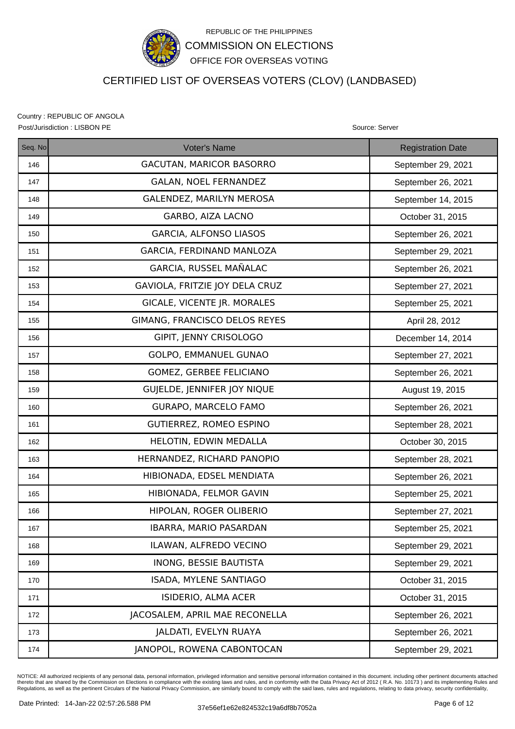REPUBLIC OF THE PHILIPPINES

COMMISSION ON ELECTIONS

OFFICE FOR OVERSEAS VOTING

# CERTIFIED LIST OF OVERSEAS VOTERS (CLOV) (LANDBASED)

Country : REPUBLIC OF ANGOLA

Post/Jurisdiction : LISBON PE

Source: Server

| Seq. No | Voter's Name | Registration Date |
|---|---|---|
| 146 | GACUTAN, MARICOR BASORRO | September 29, 2021 |
| 147 | GALAN, NOEL FERNANDEZ | September 26, 2021 |
| 148 | GALENDEZ, MARILYN MEROSA | September 14, 2015 |
| 149 | GARBO, AIZA LACNO | October 31, 2015 |
| 150 | GARCIA, ALFONSO LIASOS | September 26, 2021 |
| 151 | GARCIA, FERDINAND MANLOZA | September 29, 2021 |
| 152 | GARCIA, RUSSEL MAÑALAC | September 26, 2021 |
| 153 | GAVIOLA, FRITZIE JOY DELA CRUZ | September 27, 2021 |
| 154 | GICALE, VICENTE JR. MORALES | September 25, 2021 |
| 155 | GIMANG, FRANCISCO DELOS REYES | April 28, 2012 |
| 156 | GIPIT, JENNY CRISOLOGO | December 14, 2014 |
| 157 | GOLPO, EMMANUEL GUNAO | September 27, 2021 |
| 158 | GOMEZ, GERBEE FELICIANO | September 26, 2021 |
| 159 | GUJELDE, JENNIFER JOY NIQUE | August 19, 2015 |
| 160 | GURAPO, MARCELO FAMO | September 26, 2021 |
| 161 | GUTIERREZ, ROMEO ESPINO | September 28, 2021 |
| 162 | HELOTIN, EDWIN MEDALLA | October 30, 2015 |
| 163 | HERNANDEZ, RICHARD PANOPIO | September 28, 2021 |
| 164 | HIBIONADA, EDSEL MENDIATA | September 26, 2021 |
| 165 | HIBIONADA, FELMOR GAVIN | September 25, 2021 |
| 166 | HIPOLAN, ROGER OLIBERIO | September 27, 2021 |
| 167 | IBARRA, MARIO PASARDAN | September 25, 2021 |
| 168 | ILAWAN, ALFREDO VECINO | September 29, 2021 |
| 169 | INONG, BESSIE BAUTISTA | September 29, 2021 |
| 170 | ISADA, MYLENE SANTIAGO | October 31, 2015 |
| 171 | ISIDERIO, ALMA ACER | October 31, 2015 |
| 172 | JACOSALEM, APRIL MAE RECONELLA | September 26, 2021 |
| 173 | JALDATI, EVELYN RUAYA | September 26, 2021 |
| 174 | JANOPOL, ROWENA CABONTOCAN | September 29, 2021 |

NOTICE: All authorized recipients of any personal data, personal information, privileged information and sensitive personal information contained in this document. including other pertinent documents attached thereto that are shared by the Commission on Elections in compliance with the existing laws and rules, and in conformity with the Data Privacy Act of 2012 ( R.A. No. 10173 ) and its implementing Rules and Regulations, as well as the pertinent Circulars of the National Privacy Commission, are similarly bound to comply with the said laws, rules and regulations, relating to data privacy, security confidentiality,

Date Printed: 14-Jan-22 02:57:26.588 PM

37e56ef1e62e824532c19a6df8b7052a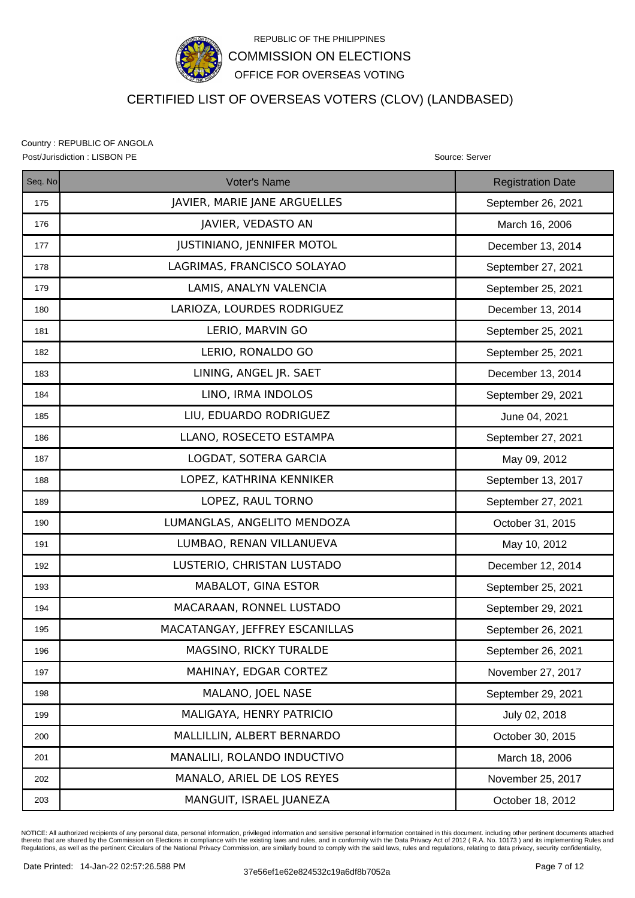REPUBLIC OF THE PHILIPPINES

COMMISSION ON ELECTIONS

OFFICE FOR OVERSEAS VOTING

# CERTIFIED LIST OF OVERSEAS VOTERS (CLOV) (LANDBASED)

Country : REPUBLIC OF ANGOLA

Post/Jurisdiction : LISBON PE

Source: Server

| Seq. No | Voter's Name | Registration Date |
|---|---|---|
| 175 | JAVIER, MARIE JANE ARGUELLES | September 26, 2021 |
| 176 | JAVIER, VEDASTO AN | March 16, 2006 |
| 177 | JUSTINIANO, JENNIFER MOTOL | December 13, 2014 |
| 178 | LAGRIMAS, FRANCISCO SOLAYAO | September 27, 2021 |
| 179 | LAMIS, ANALYN VALENCIA | September 25, 2021 |
| 180 | LARIOZA, LOURDES RODRIGUEZ | December 13, 2014 |
| 181 | LERIO, MARVIN GO | September 25, 2021 |
| 182 | LERIO, RONALDO GO | September 25, 2021 |
| 183 | LINING, ANGEL JR. SAET | December 13, 2014 |
| 184 | LINO, IRMA INDOLOS | September 29, 2021 |
| 185 | LIU, EDUARDO RODRIGUEZ | June 04, 2021 |
| 186 | LLANO, ROSECETO ESTAMPA | September 27, 2021 |
| 187 | LOGDAT, SOTERA GARCIA | May 09, 2012 |
| 188 | LOPEZ, KATHRINA KENNIKER | September 13, 2017 |
| 189 | LOPEZ, RAUL TORNO | September 27, 2021 |
| 190 | LUMANGLAS, ANGELITO MENDOZA | October 31, 2015 |
| 191 | LUMBAO, RENAN VILLANUEVA | May 10, 2012 |
| 192 | LUSTERIO, CHRISTAN LUSTADO | December 12, 2014 |
| 193 | MABALOT, GINA ESTOR | September 25, 2021 |
| 194 | MACARAAN, RONNEL LUSTADO | September 29, 2021 |
| 195 | MACATANGAY, JEFFREY ESCANILLAS | September 26, 2021 |
| 196 | MAGSINO, RICKY TURALDE | September 26, 2021 |
| 197 | MAHINAY, EDGAR CORTEZ | November 27, 2017 |
| 198 | MALANO, JOEL NASE | September 29, 2021 |
| 199 | MALIGAYA, HENRY PATRICIO | July 02, 2018 |
| 200 | MALLILLIN, ALBERT BERNARDO | October 30, 2015 |
| 201 | MANALILI, ROLANDO INDUCTIVO | March 18, 2006 |
| 202 | MANALO, ARIEL DE LOS REYES | November 25, 2017 |
| 203 | MANGUIT, ISRAEL JUANEZA | October 18, 2012 |

NOTICE: All authorized recipients of any personal data, personal information, privileged information and sensitive personal information contained in this document. including other pertinent documents attached thereto that are shared by the Commission on Elections in compliance with the existing laws and rules, and in conformity with the Data Privacy Act of 2012 ( R.A. No. 10173 ) and its implementing Rules and Regulations, as well as the pertinent Circulars of the National Privacy Commission, are similarly bound to comply with the said laws, rules and regulations, relating to data privacy, security confidentiality,

Date Printed: 14-Jan-22 02:57:26.588 PM

37e56ef1e62e824532c19a6df8b7052a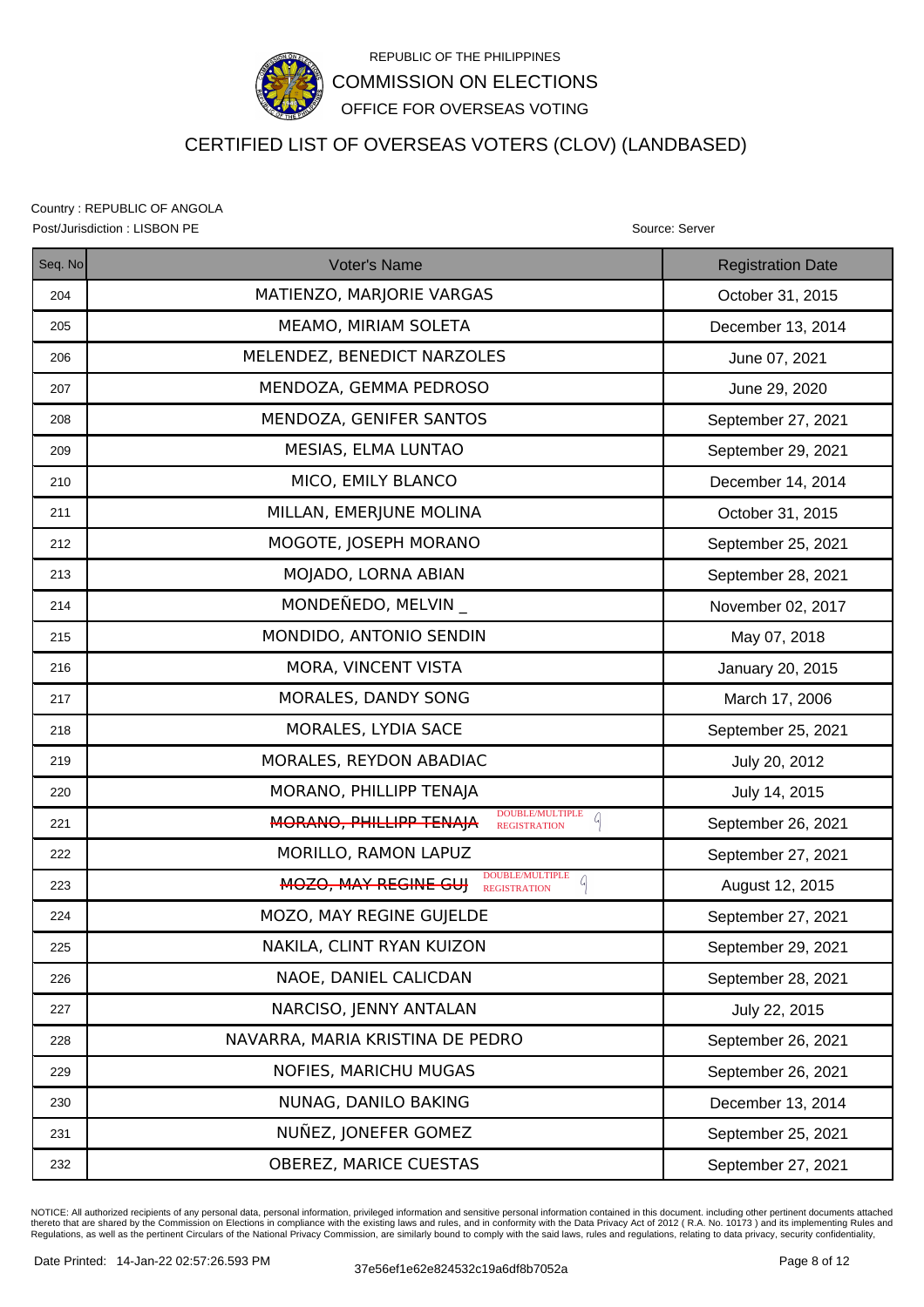REPUBLIC OF THE PHILIPPINES

COMMISSION ON ELECTIONS

OFFICE FOR OVERSEAS VOTING

# CERTIFIED LIST OF OVERSEAS VOTERS (CLOV) (LANDBASED)

Country : REPUBLIC OF ANGOLA

Post/Jurisdiction : LISBON PE

Source: Server

| Seq. No | Voter's Name | Registration Date |
|---|---|---|
| 204 | MATIENZO, MARJORIE VARGAS | October 31, 2015 |
| 205 | MEAMO, MIRIAM SOLETA | December 13, 2014 |
| 206 | MELENDEZ, BENEDICT NARZOLES | June 07, 2021 |
| 207 | MENDOZA, GEMMA PEDROSO | June 29, 2020 |
| 208 | MENDOZA, GENIFER SANTOS | September 27, 2021 |
| 209 | MESIAS, ELMA LUNTAO | September 29, 2021 |
| 210 | MICO, EMILY BLANCO | December 14, 2014 |
| 211 | MILLAN, EMERJUNE MOLINA | October 31, 2015 |
| 212 | MOGOTE, JOSEPH MORANO | September 25, 2021 |
| 213 | MOJADO, LORNA ABIAN | September 28, 2021 |
| 214 | MONDEÑEDO, MELVIN _ | November 02, 2017 |
| 215 | MONDIDO, ANTONIO SENDIN | May 07, 2018 |
| 216 | MORA, VINCENT VISTA | January 20, 2015 |
| 217 | MORALES, DANDY SONG | March 17, 2006 |
| 218 | MORALES, LYDIA SACE | September 25, 2021 |
| 219 | MORALES, REYDON ABADIAC | July 20, 2012 |
| 220 | MORANO, PHILLIPP TENAJA | July 14, 2015 |
| 221 | ~~MORANO, PHILLIPP TENAJA~~ DOUBLE/MULTIPLE REGISTRATION | September 26, 2021 |
| 222 | MORILLO, RAMON LAPUZ | September 27, 2021 |
| 223 | ~~MOZO, MAY REGINE GUJ~~ DOUBLE/MULTIPLE REGISTRATION | August 12, 2015 |
| 224 | MOZO, MAY REGINE GUJELDE | September 27, 2021 |
| 225 | NAKILA, CLINT RYAN KUIZON | September 29, 2021 |
| 226 | NAOE, DANIEL CALICDAN | September 28, 2021 |
| 227 | NARCISO, JENNY ANTALAN | July 22, 2015 |
| 228 | NAVARRA, MARIA KRISTINA DE PEDRO | September 26, 2021 |
| 229 | NOFIES, MARICHU MUGAS | September 26, 2021 |
| 230 | NUNAG, DANILO BAKING | December 13, 2014 |
| 231 | NUÑEZ, JONEFER GOMEZ | September 25, 2021 |
| 232 | OBEREZ, MARICE CUESTAS | September 27, 2021 |

NOTICE: All authorized recipients of any personal data, personal information, privileged information and sensitive personal information contained in this document. including other pertinent documents attached thereto that are shared by the Commission on Elections in compliance with the existing laws and rules, and in conformity with the Data Privacy Act of 2012 ( R.A. No. 10173 ) and its implementing Rules and Regulations, as well as the pertinent Circulars of the National Privacy Commission, are similarly bound to comply with the said laws, rules and regulations, relating to data privacy, security confidentiality,

Date Printed: 14-Jan-22 02:57:26.593 PM

37e56ef1e62e824532c19a6df8b7052a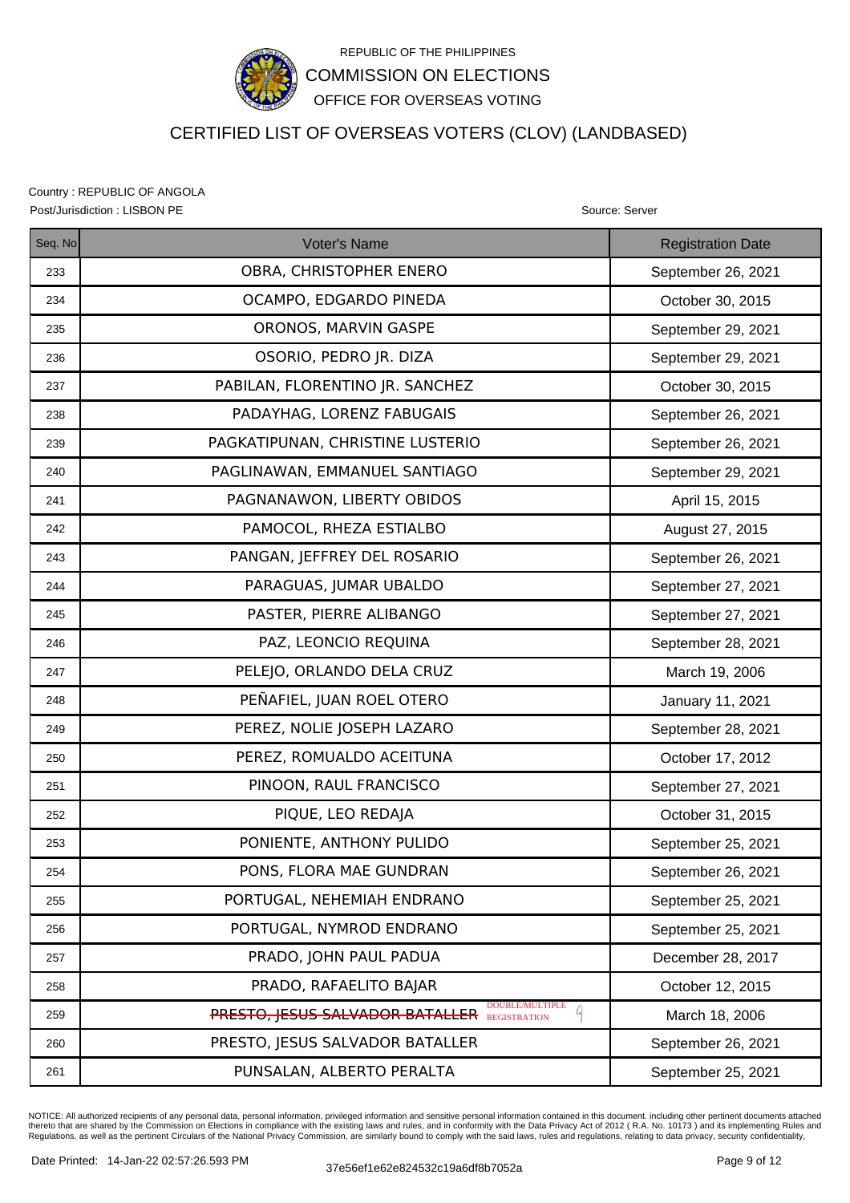REPUBLIC OF THE PHILIPPINES

COMMISSION ON ELECTIONS

OFFICE FOR OVERSEAS VOTING

# CERTIFIED LIST OF OVERSEAS VOTERS (CLOV) (LANDBASED)

Country : REPUBLIC OF ANGOLA

Post/Jurisdiction : LISBON PE

Source: Server

| Seq. No | Voter's Name | Registration Date |
|---|---|---|
| 233 | OBRA, CHRISTOPHER ENERO | September 26, 2021 |
| 234 | OCAMPO, EDGARDO PINEDA | October 30, 2015 |
| 235 | ORONOS, MARVIN GASPE | September 29, 2021 |
| 236 | OSORIO, PEDRO JR. DIZA | September 29, 2021 |
| 237 | PABILAN, FLORENTINO JR. SANCHEZ | October 30, 2015 |
| 238 | PADAYHAG, LORENZ FABUGAIS | September 26, 2021 |
| 239 | PAGKATIPUNAN, CHRISTINE LUSTERIO | September 26, 2021 |
| 240 | PAGLINAWAN, EMMANUEL SANTIAGO | September 29, 2021 |
| 241 | PAGNANAWON, LIBERTY OBIDOS | April 15, 2015 |
| 242 | PAMOCOL, RHEZA ESTIALBO | August 27, 2015 |
| 243 | PANGAN, JEFFREY DEL ROSARIO | September 26, 2021 |
| 244 | PARAGUAS, JUMAR UBALDO | September 27, 2021 |
| 245 | PASTER, PIERRE ALIBANGO | September 27, 2021 |
| 246 | PAZ, LEONCIO REQUINA | September 28, 2021 |
| 247 | PELEJO, ORLANDO DELA CRUZ | March 19, 2006 |
| 248 | PEÑAFIEL, JUAN ROEL OTERO | January 11, 2021 |
| 249 | PEREZ, NOLIE JOSEPH LAZARO | September 28, 2021 |
| 250 | PEREZ, ROMUALDO ACEITUNA | October 17, 2012 |
| 251 | PINOON, RAUL FRANCISCO | September 27, 2021 |
| 252 | PIQUE, LEO REDAJA | October 31, 2015 |
| 253 | PONIENTE, ANTHONY PULIDO | September 25, 2021 |
| 254 | PONS, FLORA MAE GUNDRAN | September 26, 2021 |
| 255 | PORTUGAL, NEHEMIAH ENDRANO | September 25, 2021 |
| 256 | PORTUGAL, NYMROD ENDRANO | September 25, 2021 |
| 257 | PRADO, JOHN PAUL PADUA | December 28, 2017 |
| 258 | PRADO, RAFAELITO BAJAR | October 12, 2015 |
| 259 | ~~PRESTO, JESUS SALVADOR BATALLER~~ DOUBLE/MULTIPLE REGISTRATION | March 18, 2006 |
| 260 | PRESTO, JESUS SALVADOR BATALLER | September 26, 2021 |
| 261 | PUNSALAN, ALBERTO PERALTA | September 25, 2021 |

NOTICE: All authorized recipients of any personal data, personal information, privileged information and sensitive personal information contained in this document. including other pertinent documents attached thereto that are shared by the Commission on Elections in compliance with the existing laws and rules, and in conformity with the Data Privacy Act of 2012 ( R.A. No. 10173 ) and its implementing Rules and Regulations, as well as the pertinent Circulars of the National Privacy Commission, are similarly bound to comply with the said laws, rules and regulations, relating to data privacy, security confidentiality,

Date Printed: 14-Jan-22 02:57:26.593 PM

37e56ef1e62e824532c19a6df8b7052a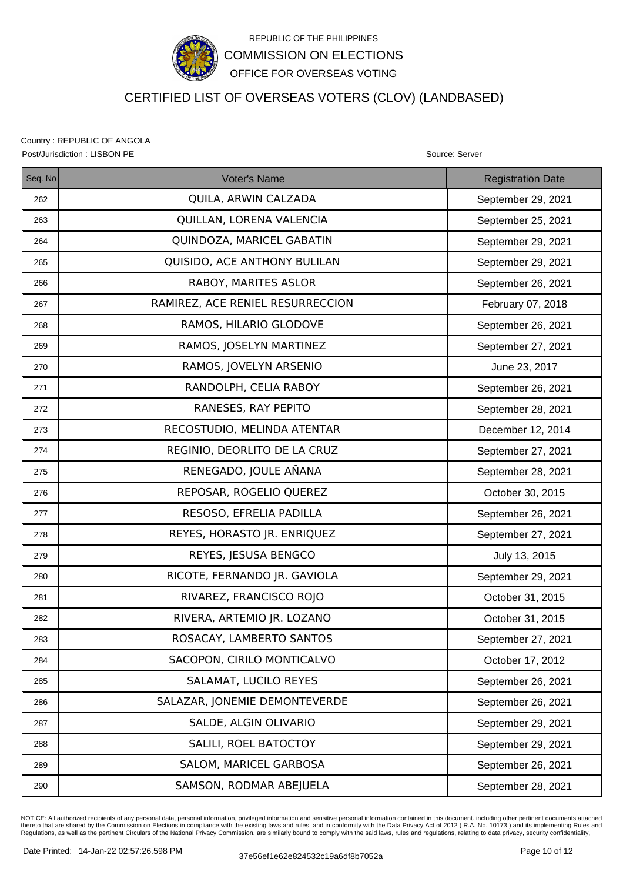REPUBLIC OF THE PHILIPPINES

COMMISSION ON ELECTIONS

OFFICE FOR OVERSEAS VOTING

# CERTIFIED LIST OF OVERSEAS VOTERS (CLOV) (LANDBASED)

Country : REPUBLIC OF ANGOLA

Post/Jurisdiction : LISBON PE

Source: Server

| Seq. No | Voter's Name | Registration Date |
|---|---|---|
| 262 | QUILA, ARWIN CALZADA | September 29, 2021 |
| 263 | QUILLAN, LORENA VALENCIA | September 25, 2021 |
| 264 | QUINDOZA, MARICEL GABATIN | September 29, 2021 |
| 265 | QUISIDO, ACE ANTHONY BULILAN | September 29, 2021 |
| 266 | RABOY, MARITES ASLOR | September 26, 2021 |
| 267 | RAMIREZ, ACE RENIEL RESURRECCION | February 07, 2018 |
| 268 | RAMOS, HILARIO GLODOVE | September 26, 2021 |
| 269 | RAMOS, JOSELYN MARTINEZ | September 27, 2021 |
| 270 | RAMOS, JOVELYN ARSENIO | June 23, 2017 |
| 271 | RANDOLPH, CELIA RABOY | September 26, 2021 |
| 272 | RANESES, RAY PEPITO | September 28, 2021 |
| 273 | RECOSTUDIO, MELINDA ATENTAR | December 12, 2014 |
| 274 | REGINIO, DEORLITO DE LA CRUZ | September 27, 2021 |
| 275 | RENEGADO, JOULE AÑANA | September 28, 2021 |
| 276 | REPOSAR, ROGELIO QUEREZ | October 30, 2015 |
| 277 | RESOSO, EFRELIA PADILLA | September 26, 2021 |
| 278 | REYES, HORASTO JR. ENRIQUEZ | September 27, 2021 |
| 279 | REYES, JESUSA BENGCO | July 13, 2015 |
| 280 | RICOTE, FERNANDO JR. GAVIOLA | September 29, 2021 |
| 281 | RIVAREZ, FRANCISCO ROJO | October 31, 2015 |
| 282 | RIVERA, ARTEMIO JR. LOZANO | October 31, 2015 |
| 283 | ROSACAY, LAMBERTO SANTOS | September 27, 2021 |
| 284 | SACOPON, CIRILO MONTICALVO | October 17, 2012 |
| 285 | SALAMAT, LUCILO REYES | September 26, 2021 |
| 286 | SALAZAR, JONEMIE DEMONTEVERDE | September 26, 2021 |
| 287 | SALDE, ALGIN OLIVARIO | September 29, 2021 |
| 288 | SALILI, ROEL BATOCTOY | September 29, 2021 |
| 289 | SALOM, MARICEL GARBOSA | September 26, 2021 |
| 290 | SAMSON, RODMAR ABEJUELA | September 28, 2021 |

NOTICE: All authorized recipients of any personal data, personal information, privileged information and sensitive personal information contained in this document. including other pertinent documents attached thereto that are shared by the Commission on Elections in compliance with the existing laws and rules, and in conformity with the Data Privacy Act of 2012 ( R.A. No. 10173 ) and its implementing Rules and Regulations, as well as the pertinent Circulars of the National Privacy Commission, are similarly bound to comply with the said laws, rules and regulations, relating to data privacy, security confidentiality,

Date Printed: 14-Jan-22 02:57:26.598 PM

37e56ef1e62e824532c19a6df8b7052a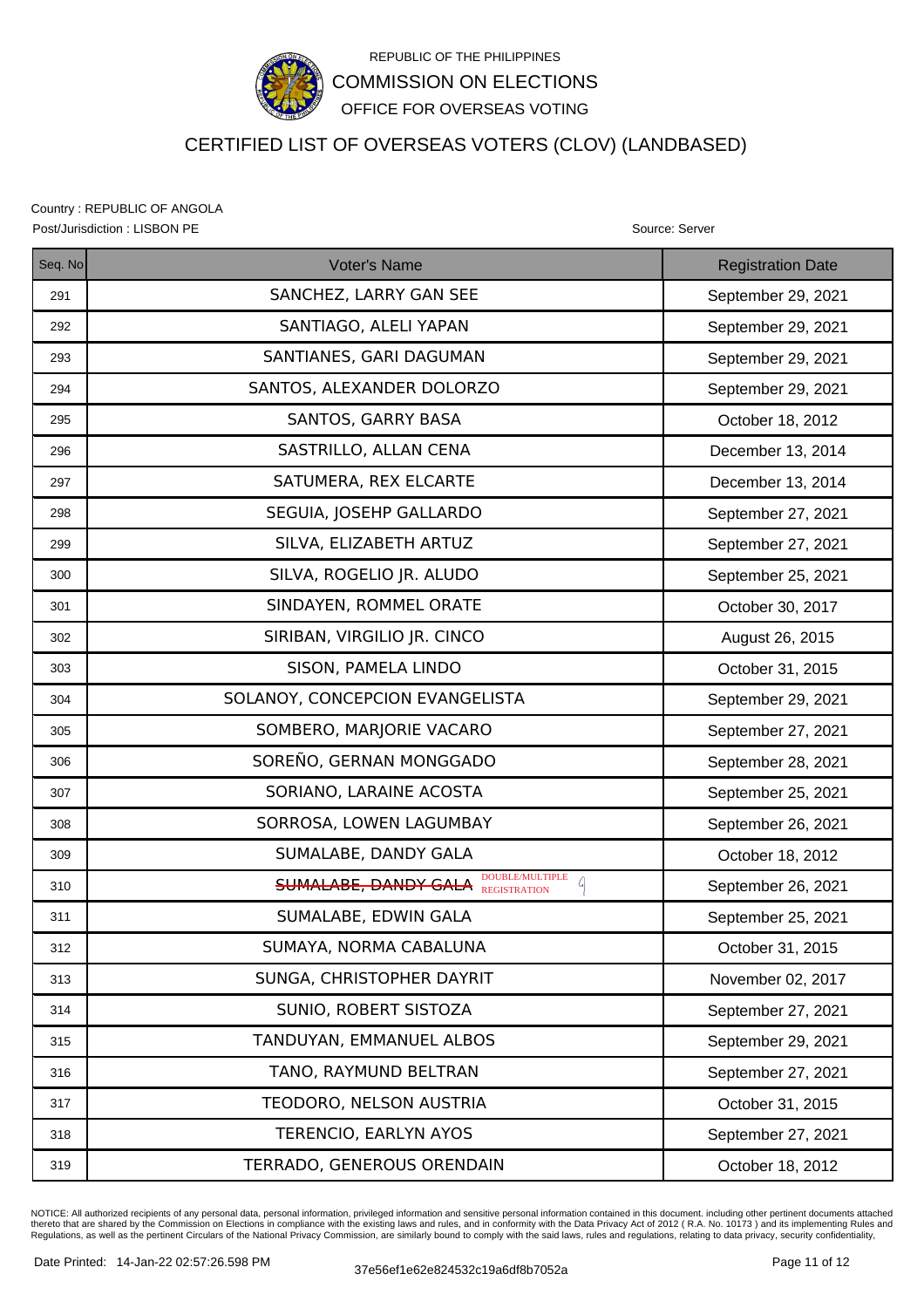REPUBLIC OF THE PHILIPPINES

COMMISSION ON ELECTIONS

OFFICE FOR OVERSEAS VOTING

# CERTIFIED LIST OF OVERSEAS VOTERS (CLOV) (LANDBASED)

Country : REPUBLIC OF ANGOLA

Post/Jurisdiction : LISBON PE

Source: Server

| Seq. No | Voter's Name | Registration Date |
|---|---|---|
| 291 | SANCHEZ, LARRY GAN SEE | September 29, 2021 |
| 292 | SANTIAGO, ALELI YAPAN | September 29, 2021 |
| 293 | SANTIANES, GARI DAGUMAN | September 29, 2021 |
| 294 | SANTOS, ALEXANDER DOLORZO | September 29, 2021 |
| 295 | SANTOS, GARRY BASA | October 18, 2012 |
| 296 | SASTRILLO, ALLAN CENA | December 13, 2014 |
| 297 | SATUMERA, REX ELCARTE | December 13, 2014 |
| 298 | SEGUIA, JOSEHP GALLARDO | September 27, 2021 |
| 299 | SILVA, ELIZABETH ARTUZ | September 27, 2021 |
| 300 | SILVA, ROGELIO JR. ALUDO | September 25, 2021 |
| 301 | SINDAYEN, ROMMEL ORATE | October 30, 2017 |
| 302 | SIRIBAN, VIRGILIO JR. CINCO | August 26, 2015 |
| 303 | SISON, PAMELA LINDO | October 31, 2015 |
| 304 | SOLANOY, CONCEPCION EVANGELISTA | September 29, 2021 |
| 305 | SOMBERO, MARJORIE VACARO | September 27, 2021 |
| 306 | SOREÑO, GERNAN MONGGADO | September 28, 2021 |
| 307 | SORIANO, LARAINE ACOSTA | September 25, 2021 |
| 308 | SORROSA, LOWEN LAGUMBAY | September 26, 2021 |
| 309 | SUMALABE, DANDY GALA | October 18, 2012 |
| 310 | ~~SUMALABE, DANDY GALA~~ DOUBLE/MULTIPLE REGISTRATION | September 26, 2021 |
| 311 | SUMALABE, EDWIN GALA | September 25, 2021 |
| 312 | SUMAYA, NORMA CABALUNA | October 31, 2015 |
| 313 | SUNGA, CHRISTOPHER DAYRIT | November 02, 2017 |
| 314 | SUNIO, ROBERT SISTOZA | September 27, 2021 |
| 315 | TANDUYAN, EMMANUEL ALBOS | September 29, 2021 |
| 316 | TANO, RAYMUND BELTRAN | September 27, 2021 |
| 317 | TEODORO, NELSON AUSTRIA | October 31, 2015 |
| 318 | TERENCIO, EARLYN AYOS | September 27, 2021 |
| 319 | TERRADO, GENEROUS ORENDAIN | October 18, 2012 |

NOTICE: All authorized recipients of any personal data, personal information, privileged information and sensitive personal information contained in this document. including other pertinent documents attached thereto that are shared by the Commission on Elections in compliance with the existing laws and rules, and in conformity with the Data Privacy Act of 2012 ( R.A. No. 10173 ) and its implementing Rules and Regulations, as well as the pertinent Circulars of the National Privacy Commission, are similarly bound to comply with the said laws, rules and regulations, relating to data privacy, security confidentiality,

Date Printed: 14-Jan-22 02:57:26.598 PM

37e56ef1e62e824532c19a6df8b7052a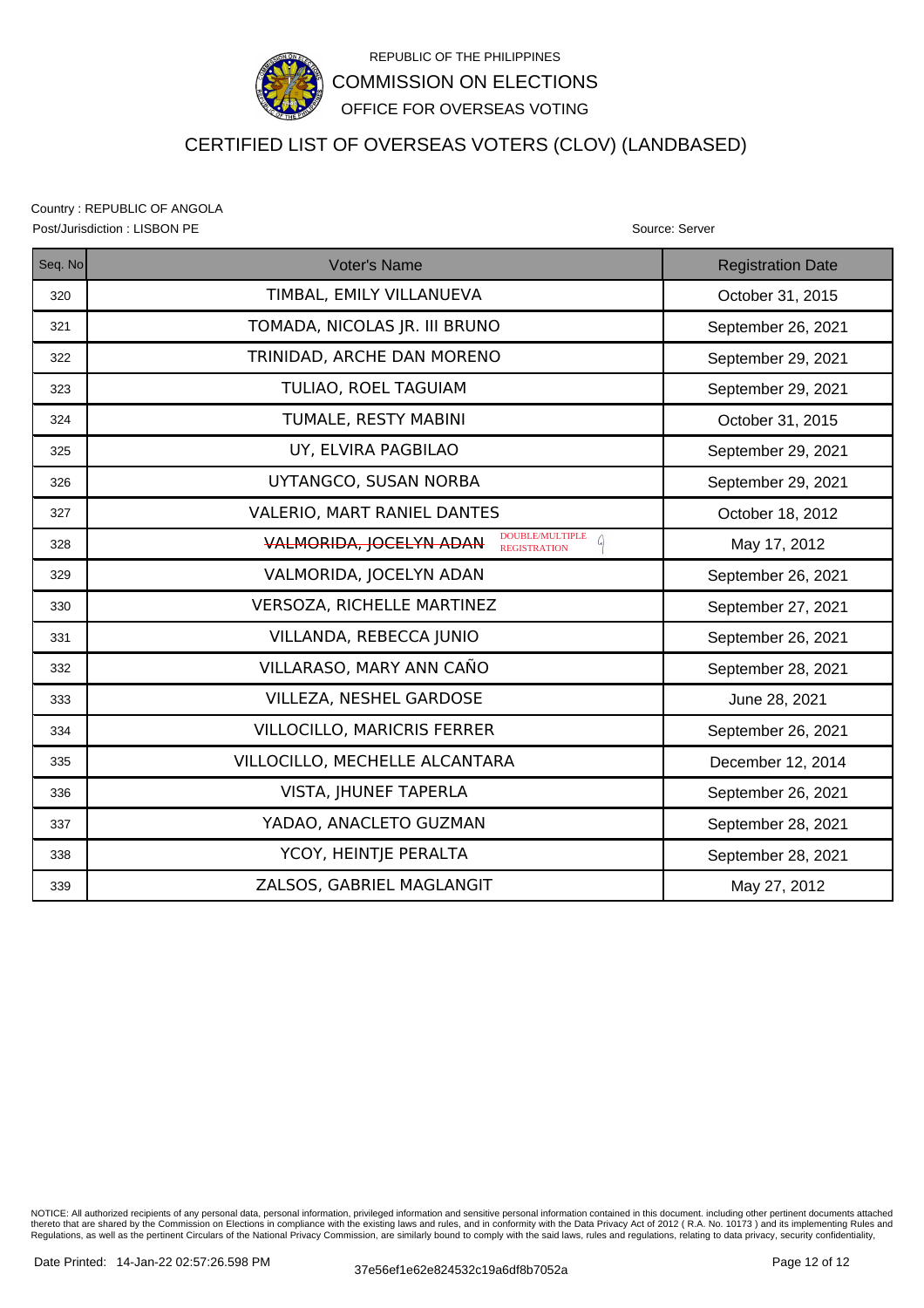REPUBLIC OF THE PHILIPPINES

COMMISSION ON ELECTIONS

OFFICE FOR OVERSEAS VOTING

# CERTIFIED LIST OF OVERSEAS VOTERS (CLOV) (LANDBASED)

Country : REPUBLIC OF ANGOLA

Post/Jurisdiction : LISBON PE

Source: Server

| Seq. No | Voter's Name | Registration Date |
|---|---|---|
| 320 | TIMBAL, EMILY VILLANUEVA | October 31, 2015 |
| 321 | TOMADA, NICOLAS JR. III BRUNO | September 26, 2021 |
| 322 | TRINIDAD, ARCHE DAN MORENO | September 29, 2021 |
| 323 | TULIAO, ROEL TAGUIAM | September 29, 2021 |
| 324 | TUMALE, RESTY MABINI | October 31, 2015 |
| 325 | UY, ELVIRA PAGBILAO | September 29, 2021 |
| 326 | UYTANGCO, SUSAN NORBA | September 29, 2021 |
| 327 | VALERIO, MART RANIEL DANTES | October 18, 2012 |
| 328 | ~~VALMORIDA, JOCELYN ADAN~~ DOUBLE/MULTIPLE REGISTRATION | May 17, 2012 |
| 329 | VALMORIDA, JOCELYN ADAN | September 26, 2021 |
| 330 | VERSOZA, RICHELLE MARTINEZ | September 27, 2021 |
| 331 | VILLANDA, REBECCA JUNIO | September 26, 2021 |
| 332 | VILLARASO, MARY ANN CAÑO | September 28, 2021 |
| 333 | VILLEZA, NESHEL GARDOSE | June 28, 2021 |
| 334 | VILLOCILLO, MARICRIS FERRER | September 26, 2021 |
| 335 | VILLOCILLO, MECHELLE ALCANTARA | December 12, 2014 |
| 336 | VISTA, JHUNEF TAPERLA | September 26, 2021 |
| 337 | YADAO, ANACLETO GUZMAN | September 28, 2021 |
| 338 | YCOY, HEINTJE PERALTA | September 28, 2021 |
| 339 | ZALSOS, GABRIEL MAGLANGIT | May 27, 2012 |

NOTICE: All authorized recipients of any personal data, personal information, privileged information and sensitive personal information contained in this document. including other pertinent documents attached thereto that are shared by the Commission on Elections in compliance with the existing laws and rules, and in conformity with the Data Privacy Act of 2012 ( R.A. No. 10173 ) and its implementing Rules and Regulations, as well as the pertinent Circulars of the National Privacy Commission, are similarly bound to comply with the said laws, rules and regulations, relating to data privacy, security confidentiality,

Date Printed: 14-Jan-22 02:57:26.598 PM

37e56ef1e62e824532c19a6df8b7052a